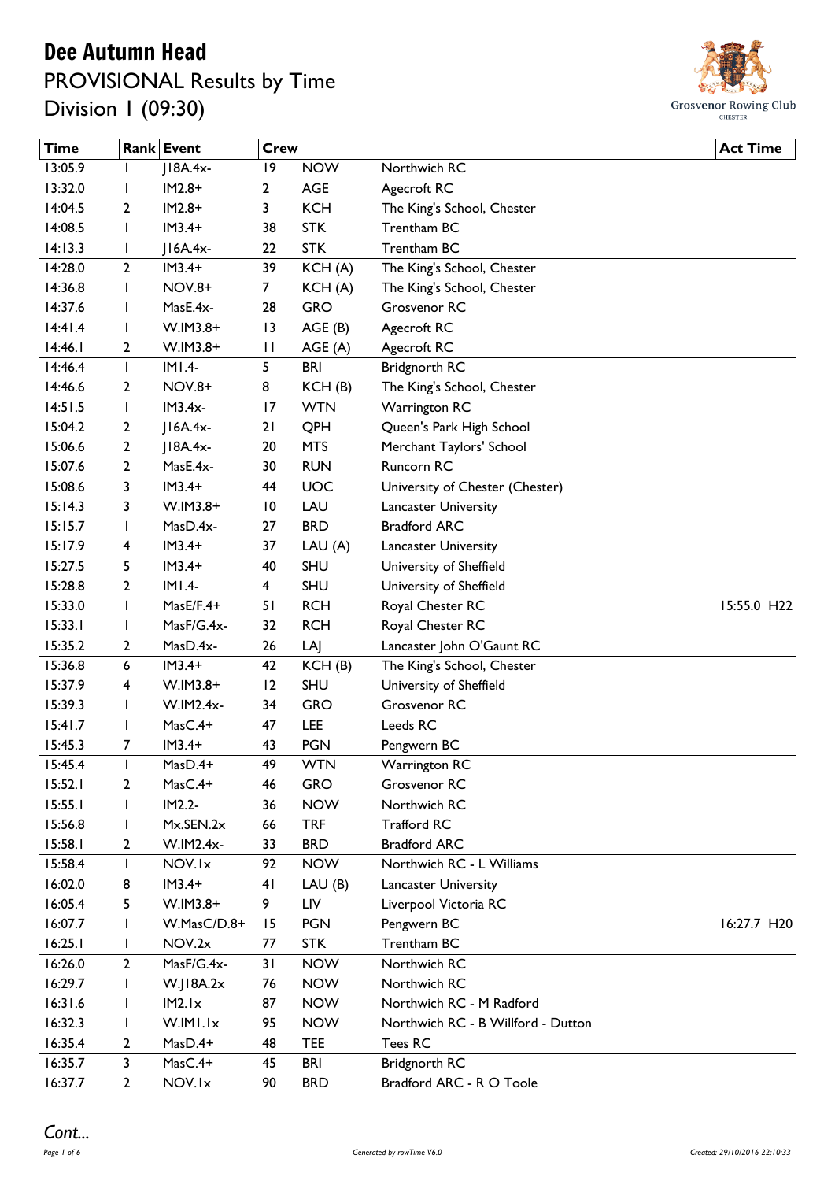# Dee Autumn Head

PROVISIONAL Results by Time

Division 1 (09:30)

| Time | Rank | Event | Crew | | | Act Time |
|---|---|---|---|---|---|---|
| 13:05.9 | 1 | J18A.4x- | 19 | NOW | Northwich RC | |
| 13:32.0 | 1 | IM2.8+ | 2 | AGE | Agecroft RC | |
| 14:04.5 | 2 | IM2.8+ | 3 | KCH | The King's School, Chester | |
| 14:08.5 | 1 | IM3.4+ | 38 | STK | Trentham BC | |
| 14:13.3 | 1 | J16A.4x- | 22 | STK | Trentham BC | |
| 14:28.0 | 2 | IM3.4+ | 39 | KCH (A) | The King's School, Chester | |
| 14:36.8 | 1 | NOV.8+ | 7 | KCH (A) | The King's School, Chester | |
| 14:37.6 | 1 | MasE.4x- | 28 | GRO | Grosvenor RC | |
| 14:41.4 | 1 | W.IM3.8+ | 13 | AGE (B) | Agecroft RC | |
| 14:46.1 | 2 | W.IM3.8+ | 11 | AGE (A) | Agecroft RC | |
| 14:46.4 | 1 | IM1.4- | 5 | BRI | Bridgnorth RC | |
| 14:46.6 | 2 | NOV.8+ | 8 | KCH (B) | The King's School, Chester | |
| 14:51.5 | 1 | IM3.4x- | 17 | WTN | Warrington RC | |
| 15:04.2 | 2 | J16A.4x- | 21 | QPH | Queen's Park High School | |
| 15:06.6 | 2 | J18A.4x- | 20 | MTS | Merchant Taylors' School | |
| 15:07.6 | 2 | MasE.4x- | 30 | RUN | Runcorn RC | |
| 15:08.6 | 3 | IM3.4+ | 44 | UOC | University of Chester (Chester) | |
| 15:14.3 | 3 | W.IM3.8+ | 10 | LAU | Lancaster University | |
| 15:15.7 | 1 | MasD.4x- | 27 | BRD | Bradford ARC | |
| 15:17.9 | 4 | IM3.4+ | 37 | LAU (A) | Lancaster University | |
| 15:27.5 | 5 | IM3.4+ | 40 | SHU | University of Sheffield | |
| 15:28.8 | 2 | IM1.4- | 4 | SHU | University of Sheffield | |
| 15:33.0 | 1 | MasE/F.4+ | 51 | RCH | Royal Chester RC | 15:55.0 H22 |
| 15:33.1 | 1 | MasF/G.4x- | 32 | RCH | Royal Chester RC | |
| 15:35.2 | 2 | MasD.4x- | 26 | LAJ | Lancaster John O'Gaunt RC | |
| 15:36.8 | 6 | IM3.4+ | 42 | KCH (B) | The King's School, Chester | |
| 15:37.9 | 4 | W.IM3.8+ | 12 | SHU | University of Sheffield | |
| 15:39.3 | 1 | W.IM2.4x- | 34 | GRO | Grosvenor RC | |
| 15:41.7 | 1 | MasC.4+ | 47 | LEE | Leeds RC | |
| 15:45.3 | 7 | IM3.4+ | 43 | PGN | Pengwern BC | |
| 15:45.4 | 1 | MasD.4+ | 49 | WTN | Warrington RC | |
| 15:52.1 | 2 | MasC.4+ | 46 | GRO | Grosvenor RC | |
| 15:55.1 | 1 | IM2.2- | 36 | NOW | Northwich RC | |
| 15:56.8 | 1 | Mx.SEN.2x | 66 | TRF | Trafford RC | |
| 15:58.1 | 2 | W.IM2.4x- | 33 | BRD | Bradford ARC | |
| 15:58.4 | 1 | NOV.1x | 92 | NOW | Northwich RC - L Williams | |
| 16:02.0 | 8 | IM3.4+ | 41 | LAU (B) | Lancaster University | |
| 16:05.4 | 5 | W.IM3.8+ | 9 | LIV | Liverpool Victoria RC | |
| 16:07.7 | 1 | W.MasC/D.8+ | 15 | PGN | Pengwern BC | 16:27.7 H20 |
| 16:25.1 | 1 | NOV.2x | 77 | STK | Trentham BC | |
| 16:26.0 | 2 | MasF/G.4x- | 31 | NOW | Northwich RC | |
| 16:29.7 | 1 | W.J18A.2x | 76 | NOW | Northwich RC | |
| 16:31.6 | 1 | IM2.1x | 87 | NOW | Northwich RC - M Radford | |
| 16:32.3 | 1 | W.IM1.1x | 95 | NOW | Northwich RC - B Willford - Dutton | |
| 16:35.4 | 2 | MasD.4+ | 48 | TEE | Tees RC | |
| 16:35.7 | 3 | MasC.4+ | 45 | BRI | Bridgnorth RC | |
| 16:37.7 | 2 | NOV.1x | 90 | BRD | Bradford ARC - R O Toole | |

*Cont...*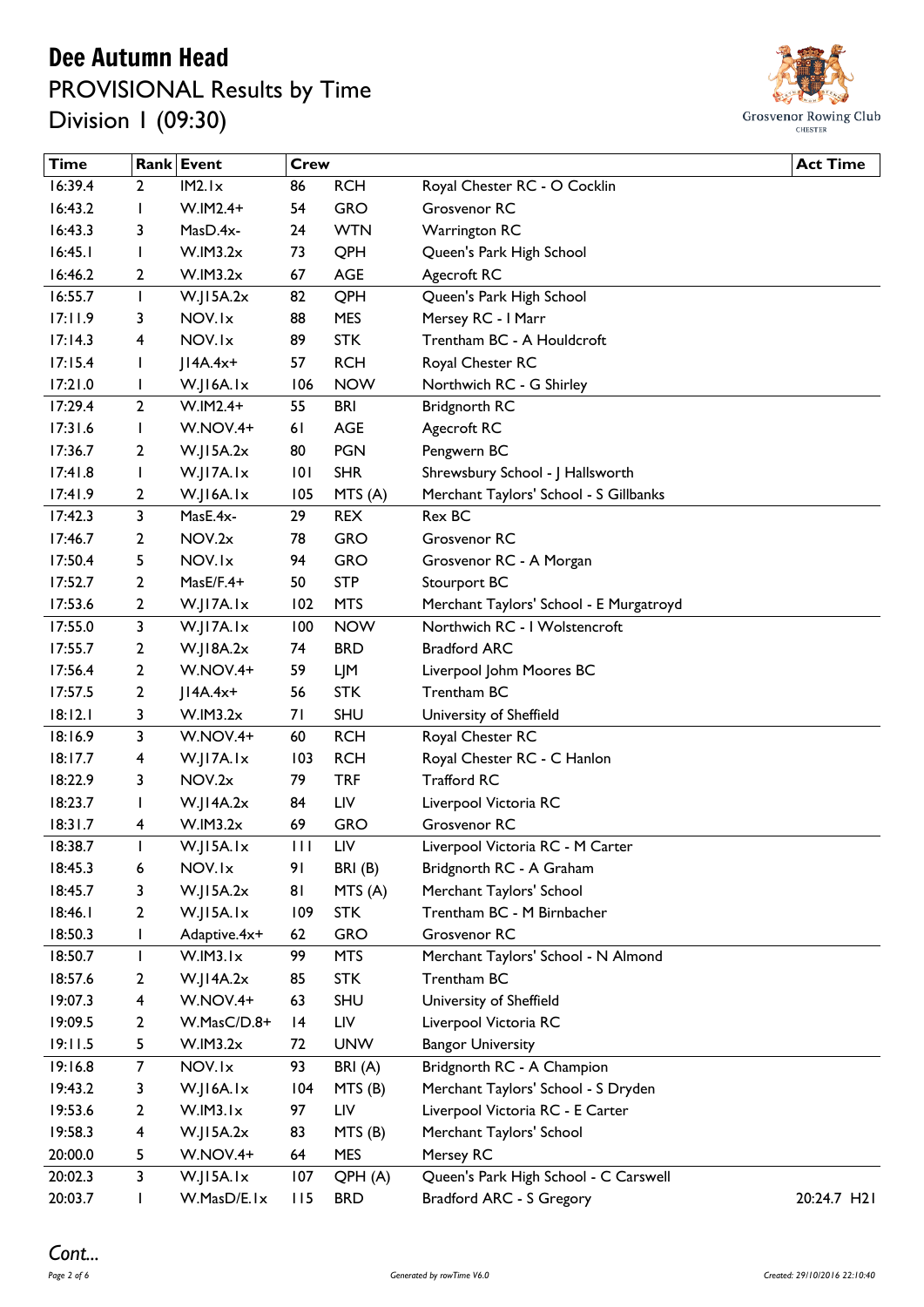# Dee Autumn Head

## PROVISIONAL Results by Time

## Division 1 (09:30)

| Time | Rank | Event | Crew | | | Act Time |
|---|---|---|---|---|---|---|
| 16:39.4 | 2 | IM2.1x | 86 | RCH | Royal Chester RC - O Cocklin | |
| 16:43.2 | 1 | W.IM2.4+ | 54 | GRO | Grosvenor RC | |
| 16:43.3 | 3 | MasD.4x- | 24 | WTN | Warrington RC | |
| 16:45.1 | 1 | W.IM3.2x | 73 | QPH | Queen's Park High School | |
| 16:46.2 | 2 | W.IM3.2x | 67 | AGE | Agecroft RC | |
| 16:55.7 | 1 | W.J15A.2x | 82 | QPH | Queen's Park High School | |
| 17:11.9 | 3 | NOV.1x | 88 | MES | Mersey RC - I Marr | |
| 17:14.3 | 4 | NOV.1x | 89 | STK | Trentham BC - A Houldcroft | |
| 17:15.4 | 1 | J14A.4x+ | 57 | RCH | Royal Chester RC | |
| 17:21.0 | 1 | W.J16A.1x | 106 | NOW | Northwich RC - G Shirley | |
| 17:29.4 | 2 | W.IM2.4+ | 55 | BRI | Bridgnorth RC | |
| 17:31.6 | 1 | W.NOV.4+ | 61 | AGE | Agecroft RC | |
| 17:36.7 | 2 | W.J15A.2x | 80 | PGN | Pengwern BC | |
| 17:41.8 | 1 | W.J17A.1x | 101 | SHR | Shrewsbury School - J Hallsworth | |
| 17:41.9 | 2 | W.J16A.1x | 105 | MTS (A) | Merchant Taylors' School - S Gillbanks | |
| 17:42.3 | 3 | MasE.4x- | 29 | REX | Rex BC | |
| 17:46.7 | 2 | NOV.2x | 78 | GRO | Grosvenor RC | |
| 17:50.4 | 5 | NOV.1x | 94 | GRO | Grosvenor RC - A Morgan | |
| 17:52.7 | 2 | MasE/F.4+ | 50 | STP | Stourport BC | |
| 17:53.6 | 2 | W.J17A.1x | 102 | MTS | Merchant Taylors' School - E Murgatroyd | |
| 17:55.0 | 3 | W.J17A.1x | 100 | NOW | Northwich RC - I Wolstencroft | |
| 17:55.7 | 2 | W.J18A.2x | 74 | BRD | Bradford ARC | |
| 17:56.4 | 2 | W.NOV.4+ | 59 | LJM | Liverpool Johm Moores BC | |
| 17:57.5 | 2 | J14A.4x+ | 56 | STK | Trentham BC | |
| 18:12.1 | 3 | W.IM3.2x | 71 | SHU | University of Sheffield | |
| 18:16.9 | 3 | W.NOV.4+ | 60 | RCH | Royal Chester RC | |
| 18:17.7 | 4 | W.J17A.1x | 103 | RCH | Royal Chester RC - C Hanlon | |
| 18:22.9 | 3 | NOV.2x | 79 | TRF | Trafford RC | |
| 18:23.7 | 1 | W.J14A.2x | 84 | LIV | Liverpool Victoria RC | |
| 18:31.7 | 4 | W.IM3.2x | 69 | GRO | Grosvenor RC | |
| 18:38.7 | 1 | W.J15A.1x | 111 | LIV | Liverpool Victoria RC - M Carter | |
| 18:45.3 | 6 | NOV.1x | 91 | BRI (B) | Bridgnorth RC - A Graham | |
| 18:45.7 | 3 | W.J15A.2x | 81 | MTS (A) | Merchant Taylors' School | |
| 18:46.1 | 2 | W.J15A.1x | 109 | STK | Trentham BC - M Birnbacher | |
| 18:50.3 | 1 | Adaptive.4x+ | 62 | GRO | Grosvenor RC | |
| 18:50.7 | 1 | W.IM3.1x | 99 | MTS | Merchant Taylors' School - N Almond | |
| 18:57.6 | 2 | W.J14A.2x | 85 | STK | Trentham BC | |
| 19:07.3 | 4 | W.NOV.4+ | 63 | SHU | University of Sheffield | |
| 19:09.5 | 2 | W.MasC/D.8+ | 14 | LIV | Liverpool Victoria RC | |
| 19:11.5 | 5 | W.IM3.2x | 72 | UNW | Bangor University | |
| 19:16.8 | 7 | NOV.1x | 93 | BRI (A) | Bridgnorth RC - A Champion | |
| 19:43.2 | 3 | W.J16A.1x | 104 | MTS (B) | Merchant Taylors' School - S Dryden | |
| 19:53.6 | 2 | W.IM3.1x | 97 | LIV | Liverpool Victoria RC - E Carter | |
| 19:58.3 | 4 | W.J15A.2x | 83 | MTS (B) | Merchant Taylors' School | |
| 20:00.0 | 5 | W.NOV.4+ | 64 | MES | Mersey RC | |
| 20:02.3 | 3 | W.J15A.1x | 107 | QPH (A) | Queen's Park High School - C Carswell | |
| 20:03.7 | 1 | W.MasD/E.1x | 115 | BRD | Bradford ARC - S Gregory | 20:24.7 H21 |

*Cont...*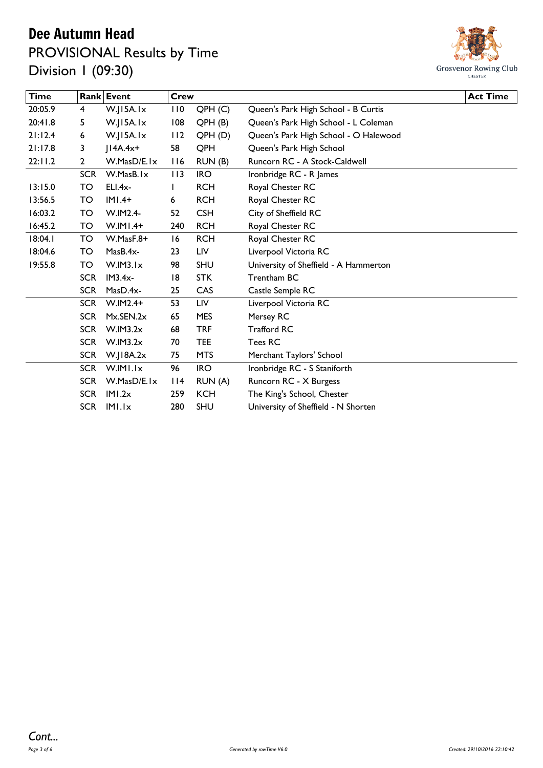# Dee Autumn Head

## PROVISIONAL Results by Time

## Division 1 (09:30)

Grosvenor Rowing Club
CHESTER

| Time | Rank | Event | Crew | | | Act Time |
|---|---|---|---|---|---|---|
| 20:05.9 | 4 | W.J15A.1x | 110 | QPH (C) | Queen's Park High School - B Curtis | |
| 20:41.8 | 5 | W.J15A.1x | 108 | QPH (B) | Queen's Park High School - L Coleman | |
| 21:12.4 | 6 | W.J15A.1x | 112 | QPH (D) | Queen's Park High School - O Halewood | |
| 21:17.8 | 3 | J14A.4x+ | 58 | QPH | Queen's Park High School | |
| 22:11.2 | 2 | W.MasD/E.1x | 116 | RUN (B) | Runcorn RC - A Stock-Caldwell | |
| | SCR | W.MasB.1x | 113 | IRO | Ironbridge RC - R James | |
| 13:15.0 | TO | ELI.4x- | 1 | RCH | Royal Chester RC | |
| 13:56.5 | TO | IM1.4+ | 6 | RCH | Royal Chester RC | |
| 16:03.2 | TO | W.IM2.4- | 52 | CSH | City of Sheffield RC | |
| 16:45.2 | TO | W.IM1.4+ | 240 | RCH | Royal Chester RC | |
| 18:04.1 | TO | W.MasF.8+ | 16 | RCH | Royal Chester RC | |
| 18:04.6 | TO | MasB.4x- | 23 | LIV | Liverpool Victoria RC | |
| 19:55.8 | TO | W.IM3.1x | 98 | SHU | University of Sheffield - A Hammerton | |
| | SCR | IM3.4x- | 18 | STK | Trentham BC | |
| | SCR | MasD.4x- | 25 | CAS | Castle Semple RC | |
| | SCR | W.IM2.4+ | 53 | LIV | Liverpool Victoria RC | |
| | SCR | Mx.SEN.2x | 65 | MES | Mersey RC | |
| | SCR | W.IM3.2x | 68 | TRF | Trafford RC | |
| | SCR | W.IM3.2x | 70 | TEE | Tees RC | |
| | SCR | W.J18A.2x | 75 | MTS | Merchant Taylors' School | |
| | SCR | W.IM1.1x | 96 | IRO | Ironbridge RC - S Staniforth | |
| | SCR | W.MasD/E.1x | 114 | RUN (A) | Runcorn RC - X Burgess | |
| | SCR | IM1.2x | 259 | KCH | The King's School, Chester | |
| | SCR | IM1.1x | 280 | SHU | University of Sheffield - N Shorten | |

*Cont...*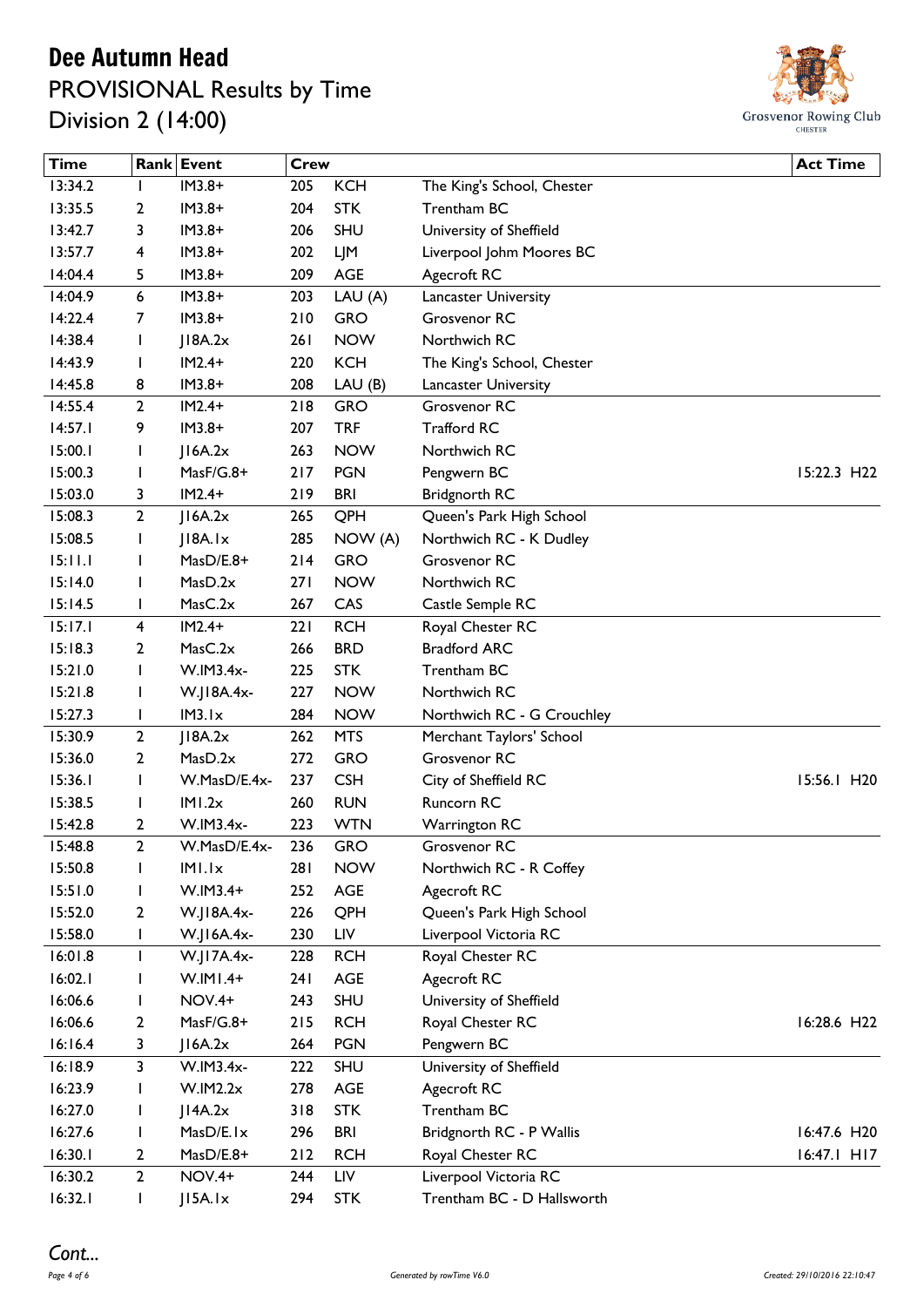# Dee Autumn Head

## PROVISIONAL Results by Time

## Division 2 (14:00)

| Time | Rank | Event | Crew | | | Act Time |
|---|---|---|---|---|---|---|
| 13:34.2 | 1 | IM3.8+ | 205 | KCH | The King's School, Chester | |
| 13:35.5 | 2 | IM3.8+ | 204 | STK | Trentham BC | |
| 13:42.7 | 3 | IM3.8+ | 206 | SHU | University of Sheffield | |
| 13:57.7 | 4 | IM3.8+ | 202 | LJM | Liverpool Johm Moores BC | |
| 14:04.4 | 5 | IM3.8+ | 209 | AGE | Agecroft RC | |
| 14:04.9 | 6 | IM3.8+ | 203 | LAU (A) | Lancaster University | |
| 14:22.4 | 7 | IM3.8+ | 210 | GRO | Grosvenor RC | |
| 14:38.4 | 1 | J18A.2x | 261 | NOW | Northwich RC | |
| 14:43.9 | 1 | IM2.4+ | 220 | KCH | The King's School, Chester | |
| 14:45.8 | 8 | IM3.8+ | 208 | LAU (B) | Lancaster University | |
| 14:55.4 | 2 | IM2.4+ | 218 | GRO | Grosvenor RC | |
| 14:57.1 | 9 | IM3.8+ | 207 | TRF | Trafford RC | |
| 15:00.1 | 1 | J16A.2x | 263 | NOW | Northwich RC | |
| 15:00.3 | 1 | MasF/G.8+ | 217 | PGN | Pengwern BC | 15:22.3 H22 |
| 15:03.0 | 3 | IM2.4+ | 219 | BRI | Bridgnorth RC | |
| 15:08.3 | 2 | J16A.2x | 265 | QPH | Queen's Park High School | |
| 15:08.5 | 1 | J18A.1x | 285 | NOW (A) | Northwich RC - K Dudley | |
| 15:11.1 | 1 | MasD/E.8+ | 214 | GRO | Grosvenor RC | |
| 15:14.0 | 1 | MasD.2x | 271 | NOW | Northwich RC | |
| 15:14.5 | 1 | MasC.2x | 267 | CAS | Castle Semple RC | |
| 15:17.1 | 4 | IM2.4+ | 221 | RCH | Royal Chester RC | |
| 15:18.3 | 2 | MasC.2x | 266 | BRD | Bradford ARC | |
| 15:21.0 | 1 | W.IM3.4x- | 225 | STK | Trentham BC | |
| 15:21.8 | 1 | W.J18A.4x- | 227 | NOW | Northwich RC | |
| 15:27.3 | 1 | IM3.1x | 284 | NOW | Northwich RC - G Crouchley | |
| 15:30.9 | 2 | J18A.2x | 262 | MTS | Merchant Taylors' School | |
| 15:36.0 | 2 | MasD.2x | 272 | GRO | Grosvenor RC | |
| 15:36.1 | 1 | W.MasD/E.4x- | 237 | CSH | City of Sheffield RC | 15:56.1 H20 |
| 15:38.5 | 1 | IM1.2x | 260 | RUN | Runcorn RC | |
| 15:42.8 | 2 | W.IM3.4x- | 223 | WTN | Warrington RC | |
| 15:48.8 | 2 | W.MasD/E.4x- | 236 | GRO | Grosvenor RC | |
| 15:50.8 | 1 | IM1.1x | 281 | NOW | Northwich RC - R Coffey | |
| 15:51.0 | 1 | W.IM3.4+ | 252 | AGE | Agecroft RC | |
| 15:52.0 | 2 | W.J18A.4x- | 226 | QPH | Queen's Park High School | |
| 15:58.0 | 1 | W.J16A.4x- | 230 | LIV | Liverpool Victoria RC | |
| 16:01.8 | 1 | W.J17A.4x- | 228 | RCH | Royal Chester RC | |
| 16:02.1 | 1 | W.IM1.4+ | 241 | AGE | Agecroft RC | |
| 16:06.6 | 1 | NOV.4+ | 243 | SHU | University of Sheffield | |
| 16:06.6 | 2 | MasF/G.8+ | 215 | RCH | Royal Chester RC | 16:28.6 H22 |
| 16:16.4 | 3 | J16A.2x | 264 | PGN | Pengwern BC | |
| 16:18.9 | 3 | W.IM3.4x- | 222 | SHU | University of Sheffield | |
| 16:23.9 | 1 | W.IM2.2x | 278 | AGE | Agecroft RC | |
| 16:27.0 | 1 | J14A.2x | 318 | STK | Trentham BC | |
| 16:27.6 | 1 | MasD/E.1x | 296 | BRI | Bridgnorth RC - P Wallis | 16:47.6 H20 |
| 16:30.1 | 2 | MasD/E.8+ | 212 | RCH | Royal Chester RC | 16:47.1 H17 |
| 16:30.2 | 2 | NOV.4+ | 244 | LIV | Liverpool Victoria RC | |
| 16:32.1 | 1 | J15A.1x | 294 | STK | Trentham BC - D Hallsworth | |

*Cont...*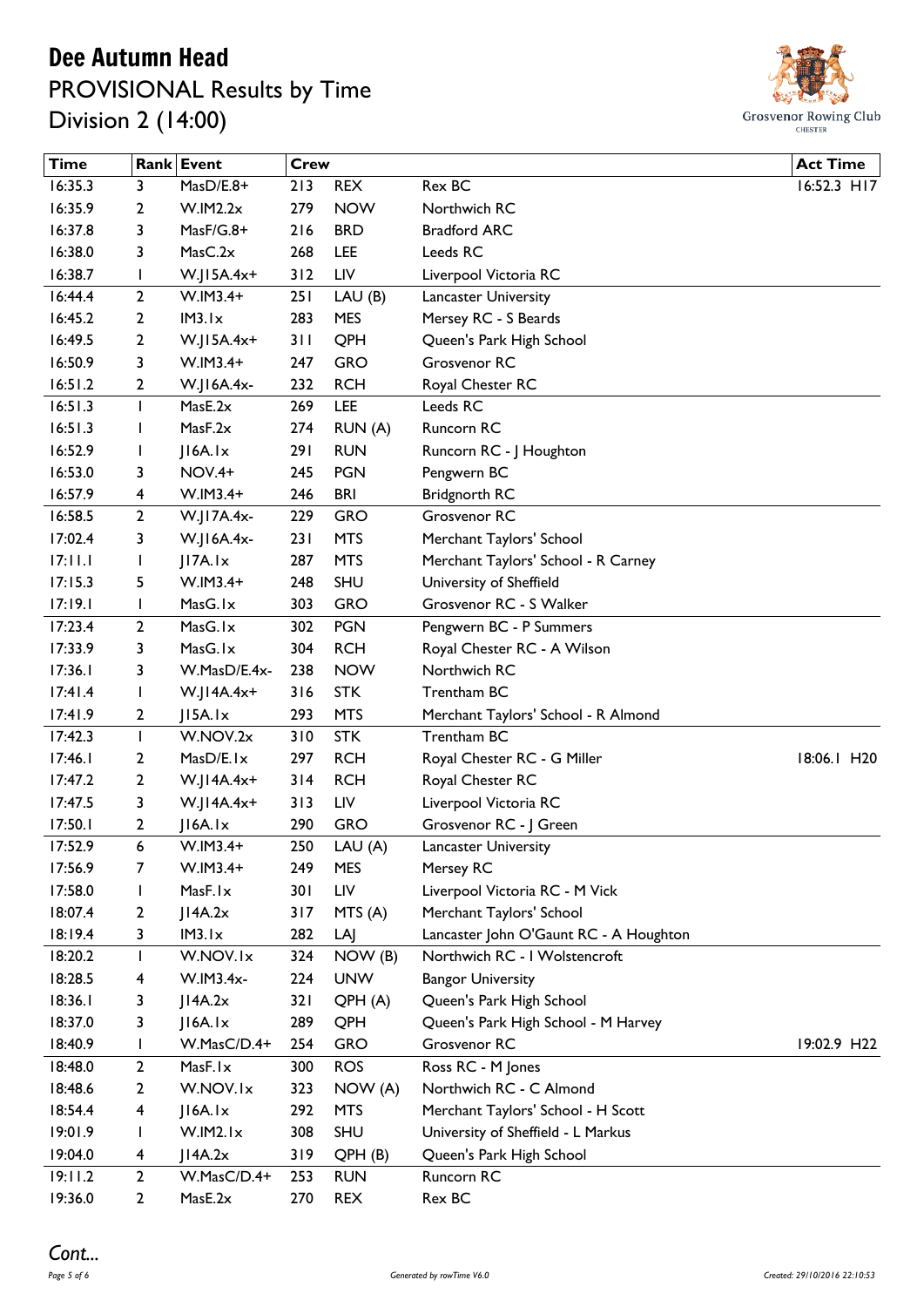# Dee Autumn Head

## PROVISIONAL Results by Time

## Division 2 (14:00)

Grosvenor Rowing Club CHESTER

| Time | Rank | Event | Crew | | | Act Time |
|---|---|---|---|---|---|---|
| 16:35.3 | 3 | MasD/E.8+ | 213 | REX | Rex BC | 16:52.3 H17 |
| 16:35.9 | 2 | W.IM2.2x | 279 | NOW | Northwich RC | |
| 16:37.8 | 3 | MasF/G.8+ | 216 | BRD | Bradford ARC | |
| 16:38.0 | 3 | MasC.2x | 268 | LEE | Leeds RC | |
| 16:38.7 | 1 | W.J15A.4x+ | 312 | LIV | Liverpool Victoria RC | |
| 16:44.4 | 2 | W.IM3.4+ | 251 | LAU (B) | Lancaster University | |
| 16:45.2 | 2 | IM3.1x | 283 | MES | Mersey RC - S Beards | |
| 16:49.5 | 2 | W.J15A.4x+ | 311 | QPH | Queen's Park High School | |
| 16:50.9 | 3 | W.IM3.4+ | 247 | GRO | Grosvenor RC | |
| 16:51.2 | 2 | W.J16A.4x- | 232 | RCH | Royal Chester RC | |
| 16:51.3 | 1 | MasE.2x | 269 | LEE | Leeds RC | |
| 16:51.3 | 1 | MasF.2x | 274 | RUN (A) | Runcorn RC | |
| 16:52.9 | 1 | J16A.1x | 291 | RUN | Runcorn RC - J Houghton | |
| 16:53.0 | 3 | NOV.4+ | 245 | PGN | Pengwern BC | |
| 16:57.9 | 4 | W.IM3.4+ | 246 | BRI | Bridgnorth RC | |
| 16:58.5 | 2 | W.J17A.4x- | 229 | GRO | Grosvenor RC | |
| 17:02.4 | 3 | W.J16A.4x- | 231 | MTS | Merchant Taylors' School | |
| 17:11.1 | 1 | J17A.1x | 287 | MTS | Merchant Taylors' School - R Carney | |
| 17:15.3 | 5 | W.IM3.4+ | 248 | SHU | University of Sheffield | |
| 17:19.1 | 1 | MasG.1x | 303 | GRO | Grosvenor RC - S Walker | |
| 17:23.4 | 2 | MasG.1x | 302 | PGN | Pengwern BC - P Summers | |
| 17:33.9 | 3 | MasG.1x | 304 | RCH | Royal Chester RC - A Wilson | |
| 17:36.1 | 3 | W.MasD/E.4x- | 238 | NOW | Northwich RC | |
| 17:41.4 | 1 | W.J14A.4x+ | 316 | STK | Trentham BC | |
| 17:41.9 | 2 | J15A.1x | 293 | MTS | Merchant Taylors' School - R Almond | |
| 17:42.3 | 1 | W.NOV.2x | 310 | STK | Trentham BC | |
| 17:46.1 | 2 | MasD/E.1x | 297 | RCH | Royal Chester RC - G Miller | 18:06.1 H20 |
| 17:47.2 | 2 | W.J14A.4x+ | 314 | RCH | Royal Chester RC | |
| 17:47.5 | 3 | W.J14A.4x+ | 313 | LIV | Liverpool Victoria RC | |
| 17:50.1 | 2 | J16A.1x | 290 | GRO | Grosvenor RC - J Green | |
| 17:52.9 | 6 | W.IM3.4+ | 250 | LAU (A) | Lancaster University | |
| 17:56.9 | 7 | W.IM3.4+ | 249 | MES | Mersey RC | |
| 17:58.0 | 1 | MasF.1x | 301 | LIV | Liverpool Victoria RC - M Vick | |
| 18:07.4 | 2 | J14A.2x | 317 | MTS (A) | Merchant Taylors' School | |
| 18:19.4 | 3 | IM3.1x | 282 | LAJ | Lancaster John O'Gaunt RC - A Houghton | |
| 18:20.2 | 1 | W.NOV.1x | 324 | NOW (B) | Northwich RC - I Wolstencroft | |
| 18:28.5 | 4 | W.IM3.4x- | 224 | UNW | Bangor University | |
| 18:36.1 | 3 | J14A.2x | 321 | QPH (A) | Queen's Park High School | |
| 18:37.0 | 3 | J16A.1x | 289 | QPH | Queen's Park High School - M Harvey | |
| 18:40.9 | 1 | W.MasC/D.4+ | 254 | GRO | Grosvenor RC | 19:02.9 H22 |
| 18:48.0 | 2 | MasF.1x | 300 | ROS | Ross RC - M Jones | |
| 18:48.6 | 2 | W.NOV.1x | 323 | NOW (A) | Northwich RC - C Almond | |
| 18:54.4 | 4 | J16A.1x | 292 | MTS | Merchant Taylors' School - H Scott | |
| 19:01.9 | 1 | W.IM2.1x | 308 | SHU | University of Sheffield - L Markus | |
| 19:04.0 | 4 | J14A.2x | 319 | QPH (B) | Queen's Park High School | |
| 19:11.2 | 2 | W.MasC/D.4+ | 253 | RUN | Runcorn RC | |
| 19:36.0 | 2 | MasE.2x | 270 | REX | Rex BC | |

*Cont...*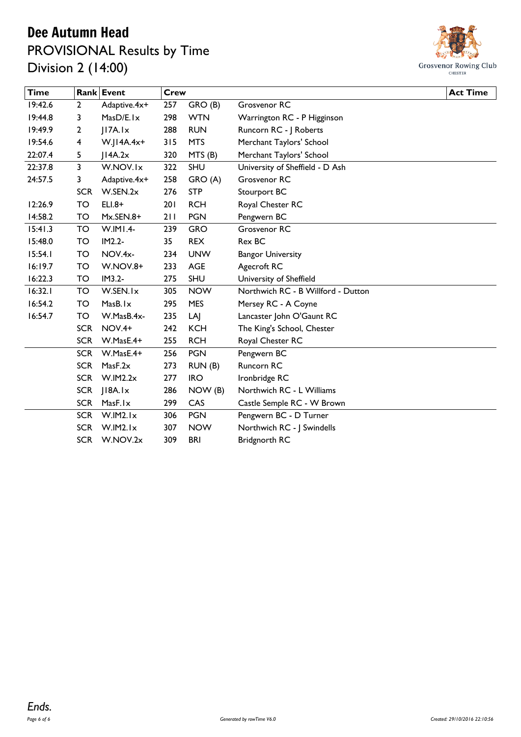# Dee Autumn Head

## PROVISIONAL Results by Time

## Division 2 (14:00)

Grosvenor Rowing Club CHESTER

| Time | Rank | Event | Crew | | | Act Time |
|---|---|---|---|---|---|---|
| 19:42.6 | 2 | Adaptive.4x+ | 257 | GRO (B) | Grosvenor RC | |
| 19:44.8 | 3 | MasD/E.1x | 298 | WTN | Warrington RC - P Higginson | |
| 19:49.9 | 2 | J17A.1x | 288 | RUN | Runcorn RC - J Roberts | |
| 19:54.6 | 4 | W.J14A.4x+ | 315 | MTS | Merchant Taylors' School | |
| 22:07.4 | 5 | J14A.2x | 320 | MTS (B) | Merchant Taylors' School | |
| 22:37.8 | 3 | W.NOV.1x | 322 | SHU | University of Sheffield - D Ash | |
| 24:57.5 | 3 | Adaptive.4x+ | 258 | GRO (A) | Grosvenor RC | |
| | SCR | W.SEN.2x | 276 | STP | Stourport BC | |
| 12:26.9 | TO | ELI.8+ | 201 | RCH | Royal Chester RC | |
| 14:58.2 | TO | Mx.SEN.8+ | 211 | PGN | Pengwern BC | |
| 15:41.3 | TO | W.IM1.4- | 239 | GRO | Grosvenor RC | |
| 15:48.0 | TO | IM2.2- | 35 | REX | Rex BC | |
| 15:54.1 | TO | NOV.4x- | 234 | UNW | Bangor University | |
| 16:19.7 | TO | W.NOV.8+ | 233 | AGE | Agecroft RC | |
| 16:22.3 | TO | IM3.2- | 275 | SHU | University of Sheffield | |
| 16:32.1 | TO | W.SEN.1x | 305 | NOW | Northwich RC - B Willford - Dutton | |
| 16:54.2 | TO | MasB.1x | 295 | MES | Mersey RC - A Coyne | |
| 16:54.7 | TO | W.MasB.4x- | 235 | LAJ | Lancaster John O'Gaunt RC | |
| | SCR | NOV.4+ | 242 | KCH | The King's School, Chester | |
| | SCR | W.MasE.4+ | 255 | RCH | Royal Chester RC | |
| | SCR | W.MasE.4+ | 256 | PGN | Pengwern BC | |
| | SCR | MasF.2x | 273 | RUN (B) | Runcorn RC | |
| | SCR | W.IM2.2x | 277 | IRO | Ironbridge RC | |
| | SCR | J18A.1x | 286 | NOW (B) | Northwich RC - L Williams | |
| | SCR | MasF.1x | 299 | CAS | Castle Semple RC - W Brown | |
| | SCR | W.IM2.1x | 306 | PGN | Pengwern BC - D Turner | |
| | SCR | W.IM2.1x | 307 | NOW | Northwich RC - J Swindells | |
| | SCR | W.NOV.2x | 309 | BRI | Bridgnorth RC | |

*Ends.*

*Generated by rowTime V6.0*

*Created: 29/10/2016 22:10:56*